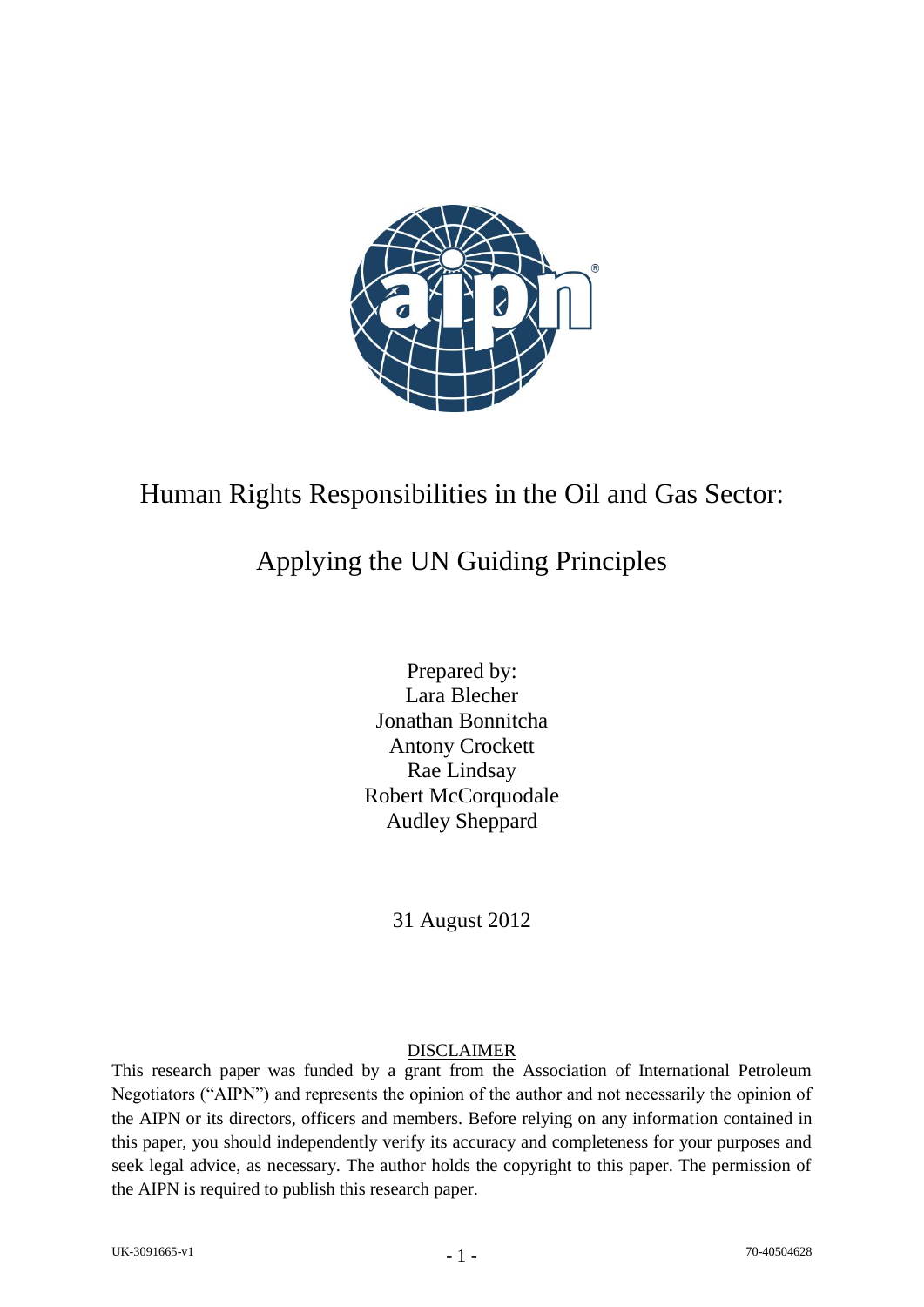# Human Rights Responsibilities in the Oil and Gas Sector:

# Applying the UN Guiding Principles

Prepared by:
Lara Blecher
Jonathan Bonnitcha
Antony Crockett
Rae Lindsay
Robert McCorquodale
Audley Sheppard

31 August 2012

DISCLAIMER

This research paper was funded by a grant from the Association of International Petroleum Negotiators ("AIPN") and represents the opinion of the author and not necessarily the opinion of the AIPN or its directors, officers and members. Before relying on any information contained in this paper, you should independently verify its accuracy and completeness for your purposes and seek legal advice, as necessary. The author holds the copyright to this paper. The permission of the AIPN is required to publish this research paper.

UK-3091665-v1 70-40504628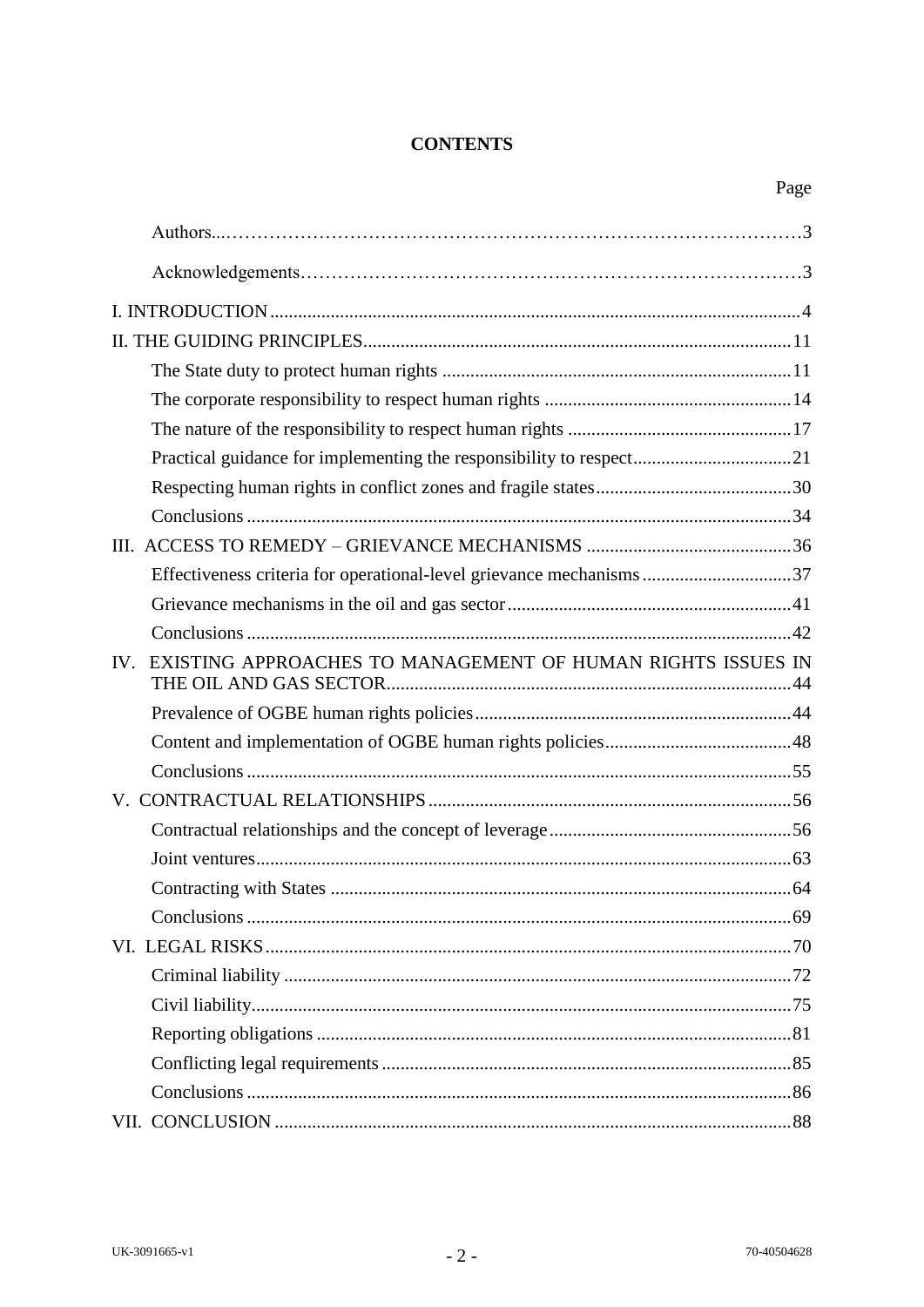**CONTENTS**

| | Page |
|---|---|
| Authors | 3 |
| Acknowledgements | 3 |
| I. INTRODUCTION | 4 |
| II. THE GUIDING PRINCIPLES | 11 |
| The State duty to protect human rights | 11 |
| The corporate responsibility to respect human rights | 14 |
| The nature of the responsibility to respect human rights | 17 |
| Practical guidance for implementing the responsibility to respect | 21 |
| Respecting human rights in conflict zones and fragile states | 30 |
| Conclusions | 34 |
| III. ACCESS TO REMEDY – GRIEVANCE MECHANISMS | 36 |
| Effectiveness criteria for operational-level grievance mechanisms | 37 |
| Grievance mechanisms in the oil and gas sector | 41 |
| Conclusions | 42 |
| IV. EXISTING APPROACHES TO MANAGEMENT OF HUMAN RIGHTS ISSUES IN THE OIL AND GAS SECTOR | 44 |
| Prevalence of OGBE human rights policies | 44 |
| Content and implementation of OGBE human rights policies | 48 |
| Conclusions | 55 |
| V. CONTRACTUAL RELATIONSHIPS | 56 |
| Contractual relationships and the concept of leverage | 56 |
| Joint ventures | 63 |
| Contracting with States | 64 |
| Conclusions | 69 |
| VI. LEGAL RISKS | 70 |
| Criminal liability | 72 |
| Civil liability | 75 |
| Reporting obligations | 81 |
| Conflicting legal requirements | 85 |
| Conclusions | 86 |
| VII. CONCLUSION | 88 |